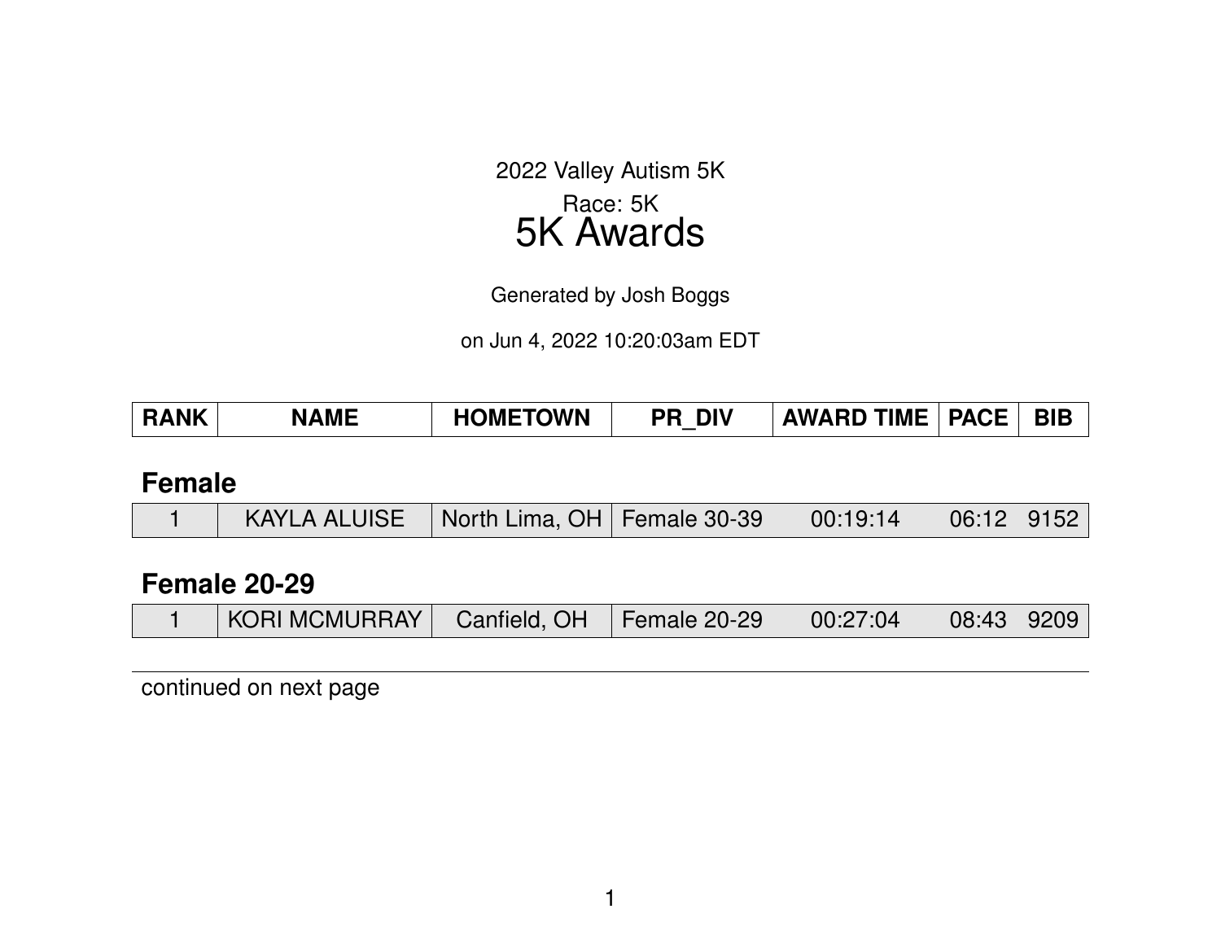2022 Valley Autism 5K

Race: 5K

# 5K Awards

Generated by Josh Boggs

on Jun 4, 2022 10:20:03am EDT

| RANK | NAME | HOMETOWN | PR_DIV | AWARD TIME | PACE | BIB |
|---|---|---|---|---|---|---|

### Female

| RANK | NAME | HOMETOWN | PR_DIV | AWARD TIME | PACE | BIB |
|---|---|---|---|---|---|---|
| 1 | KAYLA ALUISE | North Lima, OH | Female 30-39 | 00:19:14 | 06:12 | 9152 |

### Female 20-29

| RANK | NAME | HOMETOWN | PR_DIV | AWARD TIME | PACE | BIB |
|---|---|---|---|---|---|---|
| 1 | KORI MCMURRAY | Canfield, OH | Female 20-29 | 00:27:04 | 08:43 | 9209 |

continued on next page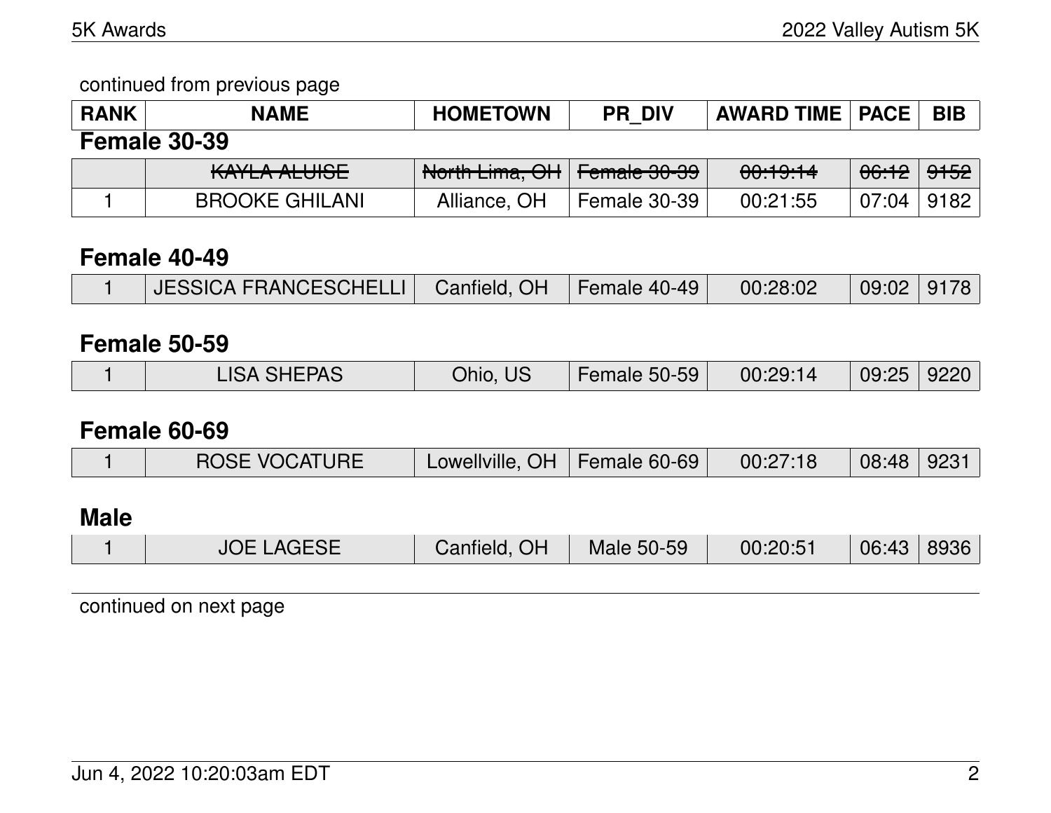continued from previous page

| RANK | NAME | HOMETOWN | PR_DIV | AWARD TIME | PACE | BIB |
|---|---|---|---|---|---|---|
| **Female 30-39** | | | | | | |
| | ~~KAYLA ALUISE~~ | ~~North Lima, OH~~ | ~~Female 30-39~~ | ~~00:19:14~~ | ~~06:12~~ | ~~9152~~ |
| 1 | BROOKE GHILANI | Alliance, OH | Female 30-39 | 00:21:55 | 07:04 | 9182 |
| **Female 40-49** | | | | | | |
| 1 | JESSICA FRANCESCHELLI | Canfield, OH | Female 40-49 | 00:28:02 | 09:02 | 9178 |
| **Female 50-59** | | | | | | |
| 1 | LISA SHEPAS | Ohio, US | Female 50-59 | 00:29:14 | 09:25 | 9220 |
| **Female 60-69** | | | | | | |
| 1 | ROSE VOCATURE | Lowellville, OH | Female 60-69 | 00:27:18 | 08:48 | 9231 |
| **Male** | | | | | | |
| 1 | JOE LAGESE | Canfield, OH | Male 50-59 | 00:20:51 | 06:43 | 8936 |

continued on next page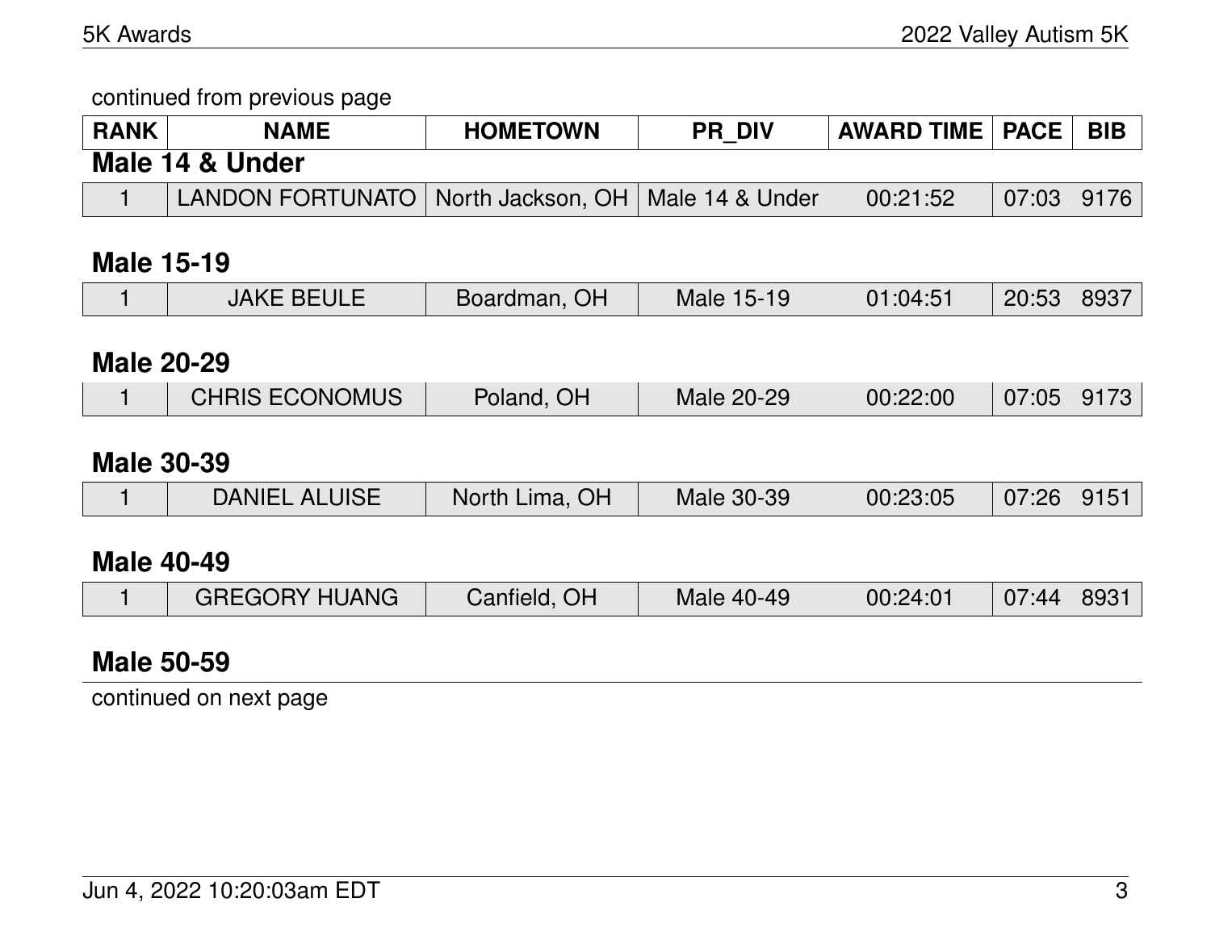continued from previous page

| RANK | NAME | HOMETOWN | PR_DIV | AWARD TIME | PACE | BIB |
|---|---|---|---|---|---|---|

## Male 14 & Under

| RANK | NAME | HOMETOWN | PR_DIV | AWARD TIME | PACE | BIB |
|---|---|---|---|---|---|---|
| 1 | LANDON FORTUNATO | North Jackson, OH | Male 14 & Under | 00:21:52 | 07:03 | 9176 |

## Male 15-19

| RANK | NAME | HOMETOWN | PR_DIV | AWARD TIME | PACE | BIB |
|---|---|---|---|---|---|---|
| 1 | JAKE BEULE | Boardman, OH | Male 15-19 | 01:04:51 | 20:53 | 8937 |

## Male 20-29

| RANK | NAME | HOMETOWN | PR_DIV | AWARD TIME | PACE | BIB |
|---|---|---|---|---|---|---|
| 1 | CHRIS ECONOMUS | Poland, OH | Male 20-29 | 00:22:00 | 07:05 | 9173 |

## Male 30-39

| RANK | NAME | HOMETOWN | PR_DIV | AWARD TIME | PACE | BIB |
|---|---|---|---|---|---|---|
| 1 | DANIEL ALUISE | North Lima, OH | Male 30-39 | 00:23:05 | 07:26 | 9151 |

## Male 40-49

| RANK | NAME | HOMETOWN | PR_DIV | AWARD TIME | PACE | BIB |
|---|---|---|---|---|---|---|
| 1 | GREGORY HUANG | Canfield, OH | Male 40-49 | 00:24:01 | 07:44 | 8931 |

## Male 50-59

continued on next page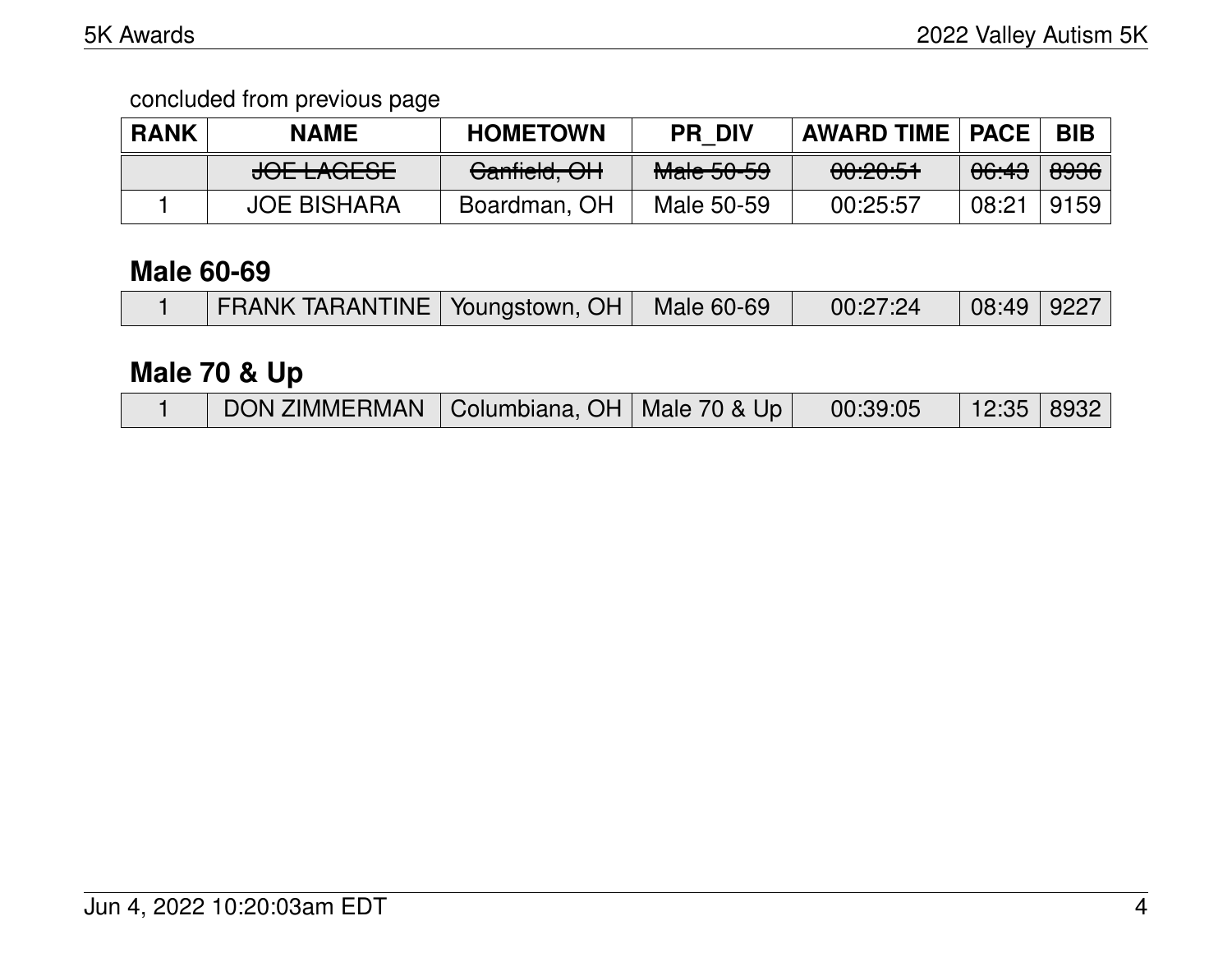concluded from previous page

| RANK | NAME | HOMETOWN | PR_DIV | AWARD TIME | PACE | BIB |
|---|---|---|---|---|---|---|
| | ~~JOE LAGESE~~ | ~~Canfield, OH~~ | ~~Male 50-59~~ | ~~00:20:51~~ | ~~06:43~~ | ~~8936~~ |
| 1 | JOE BISHARA | Boardman, OH | Male 50-59 | 00:25:57 | 08:21 | 9159 |

## Male 60-69

| | | | | | | |
|---|---|---|---|---|---|---|
| 1 | FRANK TARANTINE | Youngstown, OH | Male 60-69 | 00:27:24 | 08:49 | 9227 |

## Male 70 & Up

| | | | | | | |
|---|---|---|---|---|---|---|
| 1 | DON ZIMMERMAN | Columbiana, OH | Male 70 & Up | 00:39:05 | 12:35 | 8932 |